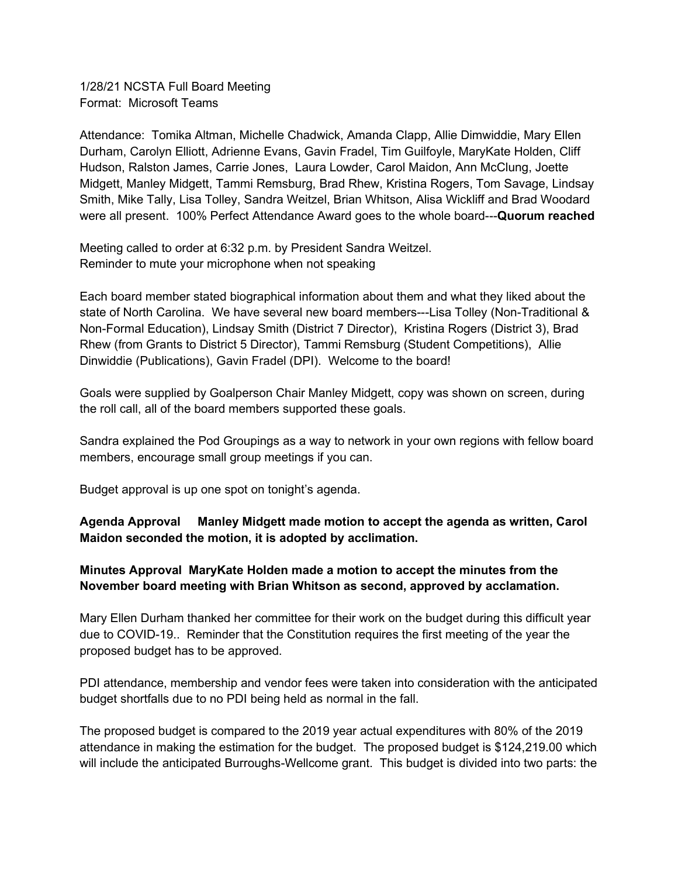1/28/21 NCSTA Full Board Meeting
Format: Microsoft Teams

Attendance: Tomika Altman, Michelle Chadwick, Amanda Clapp, Allie Dimwiddie, Mary Ellen Durham, Carolyn Elliott, Adrienne Evans, Gavin Fradel, Tim Guilfoyle, MaryKate Holden, Cliff Hudson, Ralston James, Carrie Jones, Laura Lowder, Carol Maidon, Ann McClung, Joette Midgett, Manley Midgett, Tammi Remsburg, Brad Rhew, Kristina Rogers, Tom Savage, Lindsay Smith, Mike Tally, Lisa Tolley, Sandra Weitzel, Brian Whitson, Alisa Wickliff and Brad Woodard were all present. 100% Perfect Attendance Award goes to the whole board---**Quorum reached**

Meeting called to order at 6:32 p.m. by President Sandra Weitzel.
Reminder to mute your microphone when not speaking

Each board member stated biographical information about them and what they liked about the state of North Carolina. We have several new board members---Lisa Tolley (Non-Traditional & Non-Formal Education), Lindsay Smith (District 7 Director), Kristina Rogers (District 3), Brad Rhew (from Grants to District 5 Director), Tammi Remsburg (Student Competitions), Allie Dinwiddie (Publications), Gavin Fradel (DPI). Welcome to the board!

Goals were supplied by Goalperson Chair Manley Midgett, copy was shown on screen, during the roll call, all of the board members supported these goals.

Sandra explained the Pod Groupings as a way to network in your own regions with fellow board members, encourage small group meetings if you can.

Budget approval is up one spot on tonight's agenda.

**Agenda Approval Manley Midgett made motion to accept the agenda as written, Carol Maidon seconded the motion, it is adopted by acclimation.**

**Minutes Approval MaryKate Holden made a motion to accept the minutes from the November board meeting with Brian Whitson as second, approved by acclamation.**

Mary Ellen Durham thanked her committee for their work on the budget during this difficult year due to COVID-19.. Reminder that the Constitution requires the first meeting of the year the proposed budget has to be approved.

PDI attendance, membership and vendor fees were taken into consideration with the anticipated budget shortfalls due to no PDI being held as normal in the fall.

The proposed budget is compared to the 2019 year actual expenditures with 80% of the 2019 attendance in making the estimation for the budget. The proposed budget is $124,219.00 which will include the anticipated Burroughs-Wellcome grant. This budget is divided into two parts: the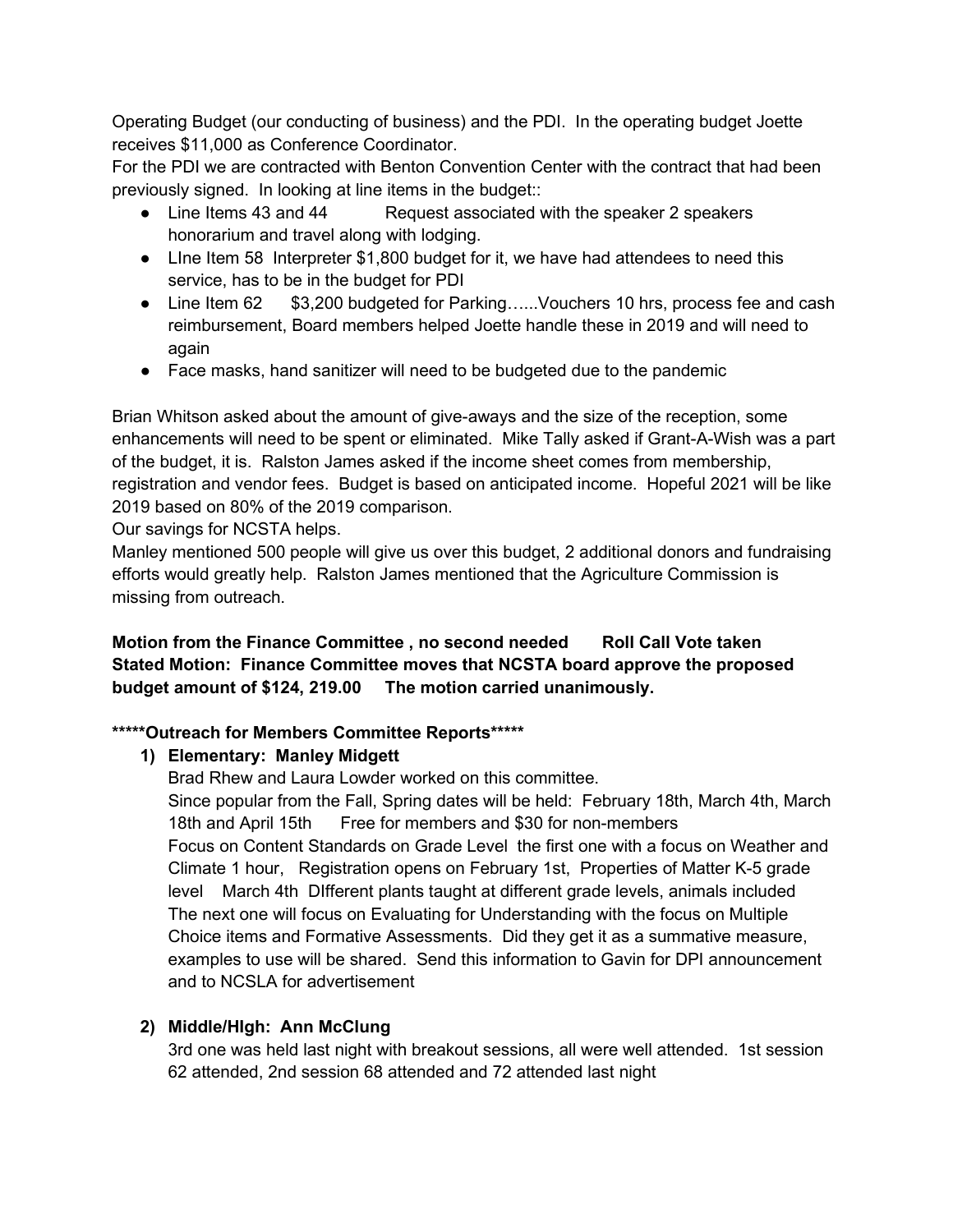Operating Budget (our conducting of business) and the PDI. In the operating budget Joette receives $11,000 as Conference Coordinator.

For the PDI we are contracted with Benton Convention Center with the contract that had been previously signed. In looking at line items in the budget::

- Line Items 43 and 44 Request associated with the speaker 2 speakers honorarium and travel along with lodging.
- LIne Item 58 Interpreter $1,800 budget for it, we have had attendees to need this service, has to be in the budget for PDI
- Line Item 62 $3,200 budgeted for Parking…...Vouchers 10 hrs, process fee and cash reimbursement, Board members helped Joette handle these in 2019 and will need to again
- Face masks, hand sanitizer will need to be budgeted due to the pandemic

Brian Whitson asked about the amount of give-aways and the size of the reception, some enhancements will need to be spent or eliminated. Mike Tally asked if Grant-A-Wish was a part of the budget, it is. Ralston James asked if the income sheet comes from membership, registration and vendor fees. Budget is based on anticipated income. Hopeful 2021 will be like 2019 based on 80% of the 2019 comparison.

Our savings for NCSTA helps.

Manley mentioned 500 people will give us over this budget, 2 additional donors and fundraising efforts would greatly help. Ralston James mentioned that the Agriculture Commission is missing from outreach.

**Motion from the Finance Committee , no second needed Roll Call Vote taken**
**Stated Motion: Finance Committee moves that NCSTA board approve the proposed budget amount of $124, 219.00 The motion carried unanimously.**

**\*\*\*\*\*Outreach for Members Committee Reports\*\*\*\*\***

1) **Elementary: Manley Midgett**

   Brad Rhew and Laura Lowder worked on this committee.
   Since popular from the Fall, Spring dates will be held: February 18th, March 4th, March 18th and April 15th Free for members and $30 for non-members
   Focus on Content Standards on Grade Level the first one with a focus on Weather and Climate 1 hour, Registration opens on February 1st, Properties of Matter K-5 grade level March 4th DIfferent plants taught at different grade levels, animals included
   The next one will focus on Evaluating for Understanding with the focus on Multiple Choice items and Formative Assessments. Did they get it as a summative measure, examples to use will be shared. Send this information to Gavin for DPI announcement and to NCSLA for advertisement

2) **Middle/HIgh: Ann McClung**

   3rd one was held last night with breakout sessions, all were well attended. 1st session 62 attended, 2nd session 68 attended and 72 attended last night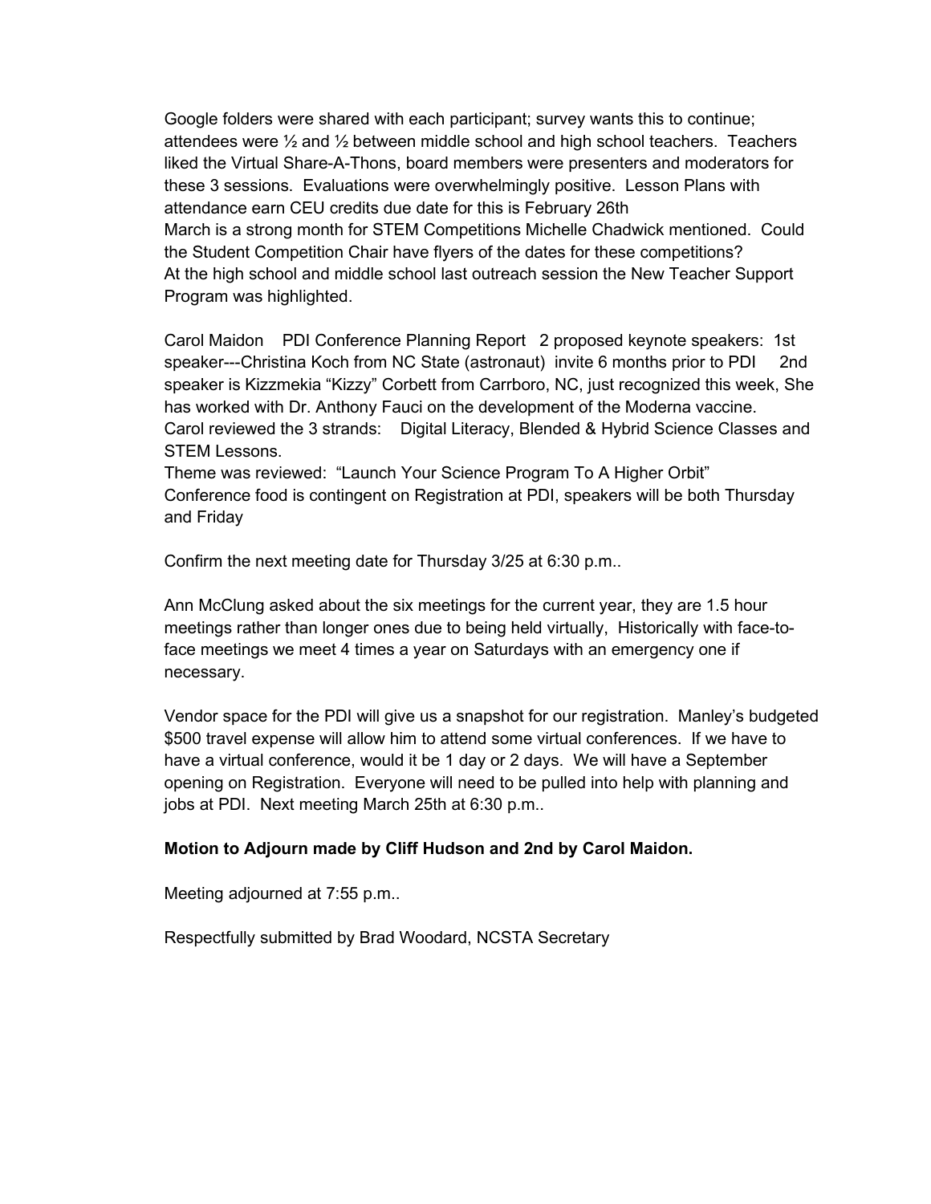Google folders were shared with each participant; survey wants this to continue; attendees were ½ and ½ between middle school and high school teachers. Teachers liked the Virtual Share-A-Thons, board members were presenters and moderators for these 3 sessions. Evaluations were overwhelmingly positive. Lesson Plans with attendance earn CEU credits due date for this is February 26th
March is a strong month for STEM Competitions Michelle Chadwick mentioned. Could the Student Competition Chair have flyers of the dates for these competitions?
At the high school and middle school last outreach session the New Teacher Support Program was highlighted.

Carol Maidon PDI Conference Planning Report 2 proposed keynote speakers: 1st speaker---Christina Koch from NC State (astronaut) invite 6 months prior to PDI 2nd speaker is Kizzmekia "Kizzy" Corbett from Carrboro, NC, just recognized this week, She has worked with Dr. Anthony Fauci on the development of the Moderna vaccine.
Carol reviewed the 3 strands: Digital Literacy, Blended & Hybrid Science Classes and STEM Lessons.
Theme was reviewed: "Launch Your Science Program To A Higher Orbit"
Conference food is contingent on Registration at PDI, speakers will be both Thursday and Friday

Confirm the next meeting date for Thursday 3/25 at 6:30 p.m..

Ann McClung asked about the six meetings for the current year, they are 1.5 hour meetings rather than longer ones due to being held virtually, Historically with face-to-face meetings we meet 4 times a year on Saturdays with an emergency one if necessary.

Vendor space for the PDI will give us a snapshot for our registration. Manley's budgeted $500 travel expense will allow him to attend some virtual conferences. If we have to have a virtual conference, would it be 1 day or 2 days. We will have a September opening on Registration. Everyone will need to be pulled into help with planning and jobs at PDI. Next meeting March 25th at 6:30 p.m..

**Motion to Adjourn made by Cliff Hudson and 2nd by Carol Maidon.**

Meeting adjourned at 7:55 p.m..

Respectfully submitted by Brad Woodard, NCSTA Secretary